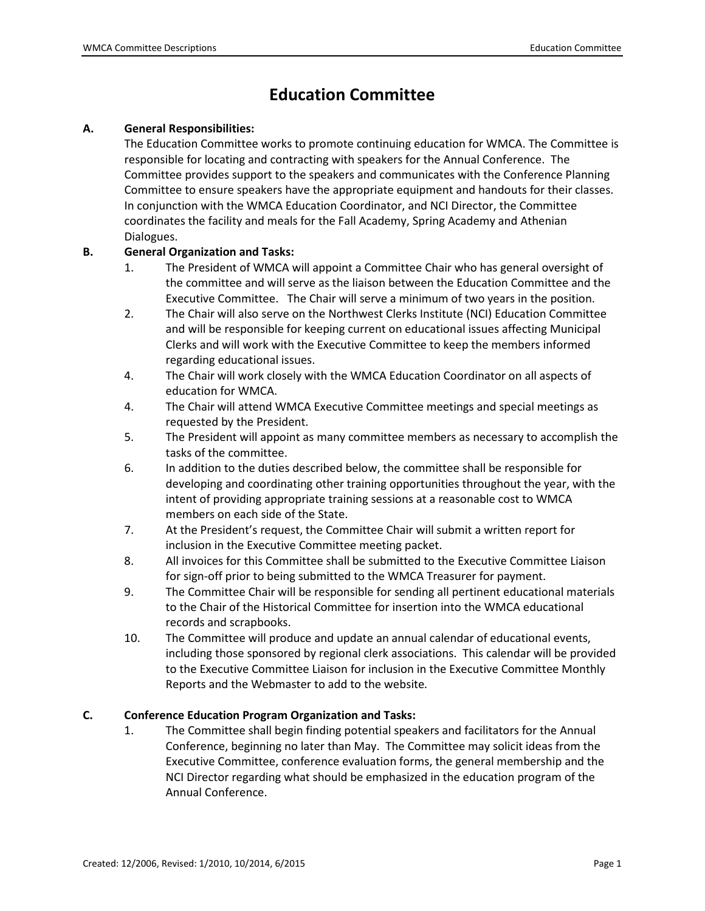# Education Committee

**A. General Responsibilities:**

The Education Committee works to promote continuing education for WMCA. The Committee is responsible for locating and contracting with speakers for the Annual Conference. The Committee provides support to the speakers and communicates with the Conference Planning Committee to ensure speakers have the appropriate equipment and handouts for their classes. In conjunction with the WMCA Education Coordinator, and NCI Director, the Committee coordinates the facility and meals for the Fall Academy, Spring Academy and Athenian Dialogues.

**B. General Organization and Tasks:**

1. The President of WMCA will appoint a Committee Chair who has general oversight of the committee and will serve as the liaison between the Education Committee and the Executive Committee. The Chair will serve a minimum of two years in the position.
2. The Chair will also serve on the Northwest Clerks Institute (NCI) Education Committee and will be responsible for keeping current on educational issues affecting Municipal Clerks and will work with the Executive Committee to keep the members informed regarding educational issues.
4. The Chair will work closely with the WMCA Education Coordinator on all aspects of education for WMCA.
4. The Chair will attend WMCA Executive Committee meetings and special meetings as requested by the President.
5. The President will appoint as many committee members as necessary to accomplish the tasks of the committee.
6. In addition to the duties described below, the committee shall be responsible for developing and coordinating other training opportunities throughout the year, with the intent of providing appropriate training sessions at a reasonable cost to WMCA members on each side of the State.
7. At the President's request, the Committee Chair will submit a written report for inclusion in the Executive Committee meeting packet.
8. All invoices for this Committee shall be submitted to the Executive Committee Liaison for sign-off prior to being submitted to the WMCA Treasurer for payment.
9. The Committee Chair will be responsible for sending all pertinent educational materials to the Chair of the Historical Committee for insertion into the WMCA educational records and scrapbooks.
10. The Committee will produce and update an annual calendar of educational events, including those sponsored by regional clerk associations. This calendar will be provided to the Executive Committee Liaison for inclusion in the Executive Committee Monthly Reports and the Webmaster to add to the website.

**C. Conference Education Program Organization and Tasks:**

1. The Committee shall begin finding potential speakers and facilitators for the Annual Conference, beginning no later than May. The Committee may solicit ideas from the Executive Committee, conference evaluation forms, the general membership and the NCI Director regarding what should be emphasized in the education program of the Annual Conference.

Created: 12/2006, Revised: 1/2010, 10/2014, 6/2015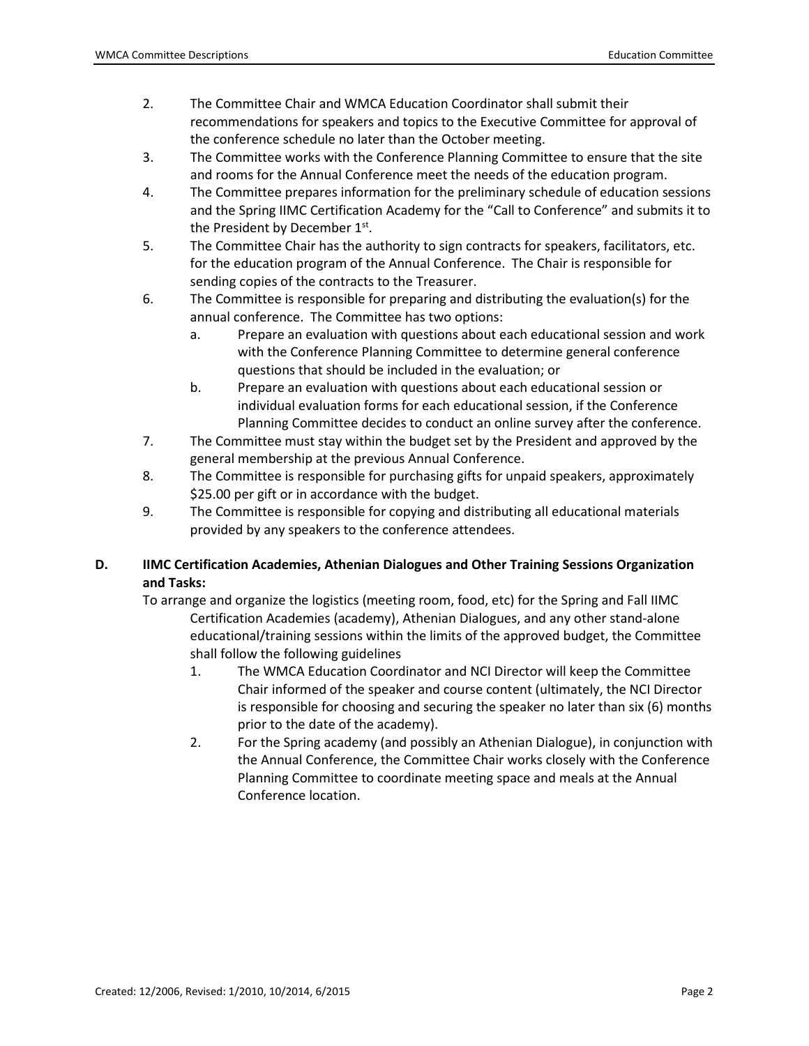2. The Committee Chair and WMCA Education Coordinator shall submit their recommendations for speakers and topics to the Executive Committee for approval of the conference schedule no later than the October meeting.
3. The Committee works with the Conference Planning Committee to ensure that the site and rooms for the Annual Conference meet the needs of the education program.
4. The Committee prepares information for the preliminary schedule of education sessions and the Spring IIMC Certification Academy for the "Call to Conference" and submits it to the President by December 1st.
5. The Committee Chair has the authority to sign contracts for speakers, facilitators, etc. for the education program of the Annual Conference. The Chair is responsible for sending copies of the contracts to the Treasurer.
6. The Committee is responsible for preparing and distributing the evaluation(s) for the annual conference. The Committee has two options:
    a. Prepare an evaluation with questions about each educational session and work with the Conference Planning Committee to determine general conference questions that should be included in the evaluation; or
    b. Prepare an evaluation with questions about each educational session or individual evaluation forms for each educational session, if the Conference Planning Committee decides to conduct an online survey after the conference.
7. The Committee must stay within the budget set by the President and approved by the general membership at the previous Annual Conference.
8. The Committee is responsible for purchasing gifts for unpaid speakers, approximately $25.00 per gift or in accordance with the budget.
9. The Committee is responsible for copying and distributing all educational materials provided by any speakers to the conference attendees.

**D. IIMC Certification Academies, Athenian Dialogues and Other Training Sessions Organization and Tasks:**

To arrange and organize the logistics (meeting room, food, etc) for the Spring and Fall IIMC Certification Academies (academy), Athenian Dialogues, and any other stand-alone educational/training sessions within the limits of the approved budget, the Committee shall follow the following guidelines

1. The WMCA Education Coordinator and NCI Director will keep the Committee Chair informed of the speaker and course content (ultimately, the NCI Director is responsible for choosing and securing the speaker no later than six (6) months prior to the date of the academy).
2. For the Spring academy (and possibly an Athenian Dialogue), in conjunction with the Annual Conference, the Committee Chair works closely with the Conference Planning Committee to coordinate meeting space and meals at the Annual Conference location.